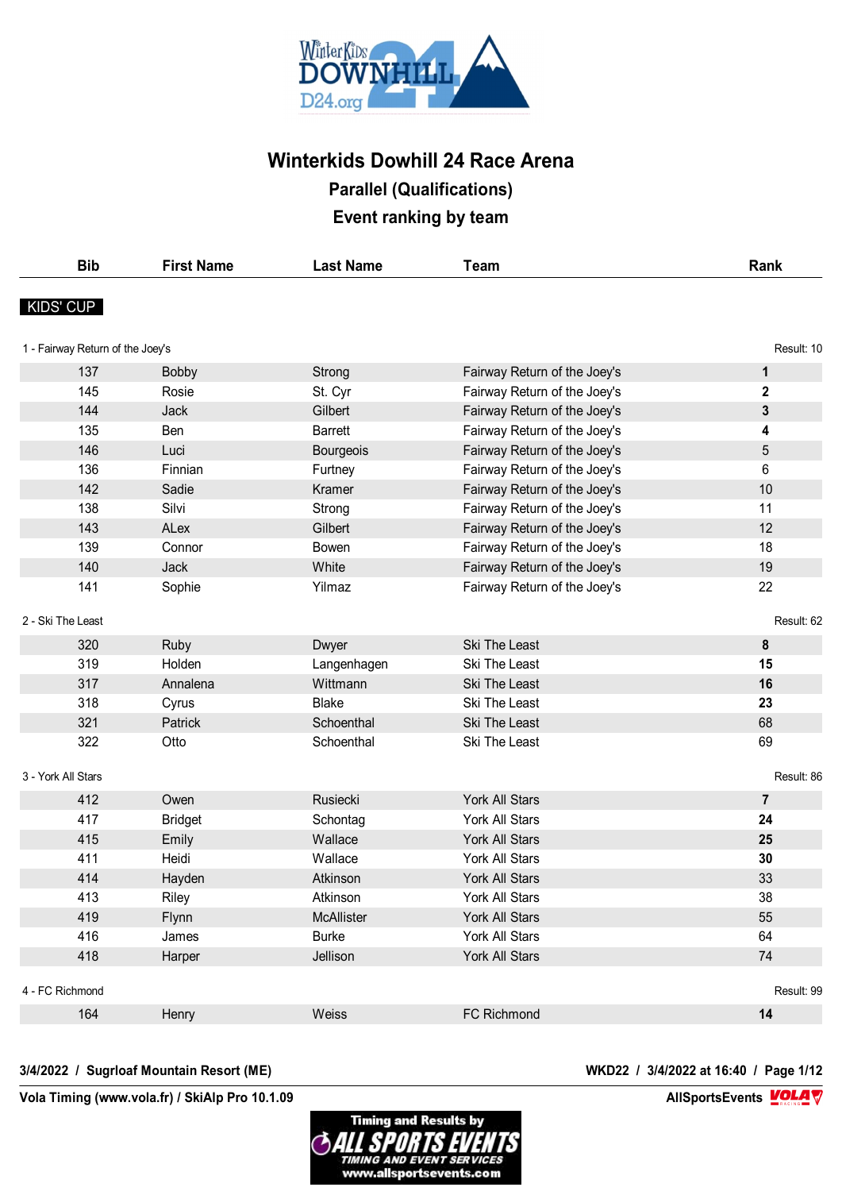# Winterkids Dowhill 24 Race Arena

## Parallel (Qualifications)

## Event ranking by team

**KIDS' CUP**

1 - Fairway Return of the Joey's — Result: 10

| Bib | First Name | Last Name | Team | Rank |
|---|---|---|---|---|
| 137 | Bobby | Strong | Fairway Return of the Joey's | **1** |
| 145 | Rosie | St. Cyr | Fairway Return of the Joey's | **2** |
| 144 | Jack | Gilbert | Fairway Return of the Joey's | **3** |
| 135 | Ben | Barrett | Fairway Return of the Joey's | **4** |
| 146 | Luci | Bourgeois | Fairway Return of the Joey's | 5 |
| 136 | Finnian | Furtney | Fairway Return of the Joey's | 6 |
| 142 | Sadie | Kramer | Fairway Return of the Joey's | 10 |
| 138 | Silvi | Strong | Fairway Return of the Joey's | 11 |
| 143 | ALex | Gilbert | Fairway Return of the Joey's | 12 |
| 139 | Connor | Bowen | Fairway Return of the Joey's | 18 |
| 140 | Jack | White | Fairway Return of the Joey's | 19 |
| 141 | Sophie | Yilmaz | Fairway Return of the Joey's | 22 |

2 - Ski The Least — Result: 62

| Bib | First Name | Last Name | Team | Rank |
|---|---|---|---|---|
| 320 | Ruby | Dwyer | Ski The Least | **8** |
| 319 | Holden | Langenhagen | Ski The Least | **15** |
| 317 | Annalena | Wittmann | Ski The Least | **16** |
| 318 | Cyrus | Blake | Ski The Least | **23** |
| 321 | Patrick | Schoenthal | Ski The Least | 68 |
| 322 | Otto | Schoenthal | Ski The Least | 69 |

3 - York All Stars — Result: 86

| Bib | First Name | Last Name | Team | Rank |
|---|---|---|---|---|
| 412 | Owen | Rusiecki | York All Stars | **7** |
| 417 | Bridget | Schontag | York All Stars | **24** |
| 415 | Emily | Wallace | York All Stars | **25** |
| 411 | Heidi | Wallace | York All Stars | **30** |
| 414 | Hayden | Atkinson | York All Stars | 33 |
| 413 | Riley | Atkinson | York All Stars | 38 |
| 419 | Flynn | McAllister | York All Stars | 55 |
| 416 | James | Burke | York All Stars | 64 |
| 418 | Harper | Jellison | York All Stars | 74 |

4 - FC Richmond — Result: 99

| Bib | First Name | Last Name | Team | Rank |
|---|---|---|---|---|
| 164 | Henry | Weiss | FC Richmond | **14** |

**3/4/2022 / Sugrloaf Mountain Resort (ME)** — **WKD22 / 3/4/2022 at 16:40**

**Vola Timing (www.vola.fr) / SkiAlp Pro 10.1.09** — **AllSportsEvents**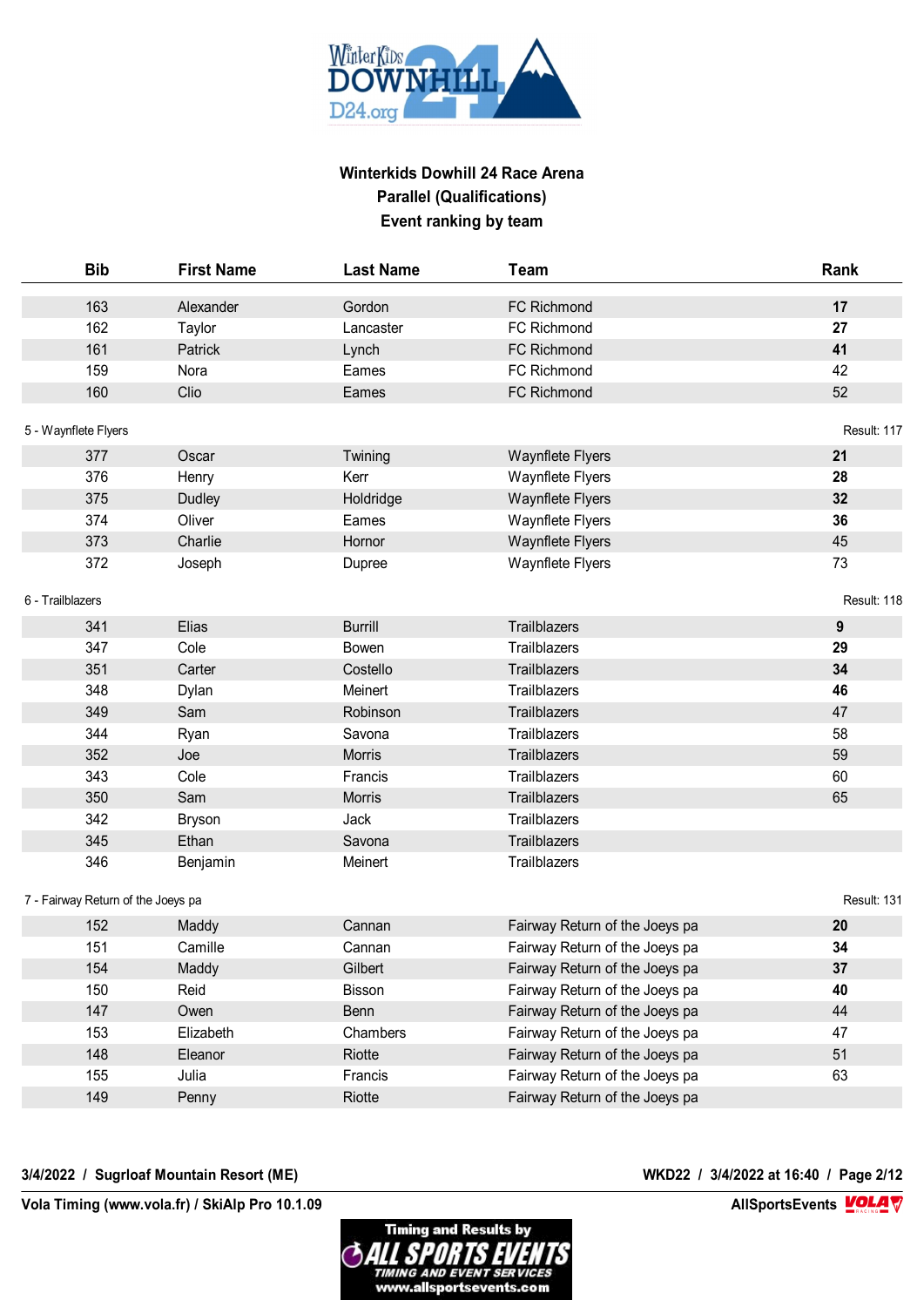# Winterkids Dowhill 24 Race Arena

## Parallel (Qualifications)

## Event ranking by team

| Bib | First Name | Last Name | Team | Rank |
|---|---|---|---|---|
| 163 | Alexander | Gordon | FC Richmond | **17** |
| 162 | Taylor | Lancaster | FC Richmond | **27** |
| 161 | Patrick | Lynch | FC Richmond | **41** |
| 159 | Nora | Eames | FC Richmond | 42 |
| 160 | Clio | Eames | FC Richmond | 52 |

5 - Waynflete Flyers — Result: 117

| Bib | First Name | Last Name | Team | Rank |
|---|---|---|---|---|
| 377 | Oscar | Twining | Waynflete Flyers | **21** |
| 376 | Henry | Kerr | Waynflete Flyers | **28** |
| 375 | Dudley | Holdridge | Waynflete Flyers | **32** |
| 374 | Oliver | Eames | Waynflete Flyers | **36** |
| 373 | Charlie | Hornor | Waynflete Flyers | 45 |
| 372 | Joseph | Dupree | Waynflete Flyers | 73 |

6 - Trailblazers — Result: 118

| Bib | First Name | Last Name | Team | Rank |
|---|---|---|---|---|
| 341 | Elias | Burrill | Trailblazers | **9** |
| 347 | Cole | Bowen | Trailblazers | **29** |
| 351 | Carter | Costello | Trailblazers | **34** |
| 348 | Dylan | Meinert | Trailblazers | **46** |
| 349 | Sam | Robinson | Trailblazers | 47 |
| 344 | Ryan | Savona | Trailblazers | 58 |
| 352 | Joe | Morris | Trailblazers | 59 |
| 343 | Cole | Francis | Trailblazers | 60 |
| 350 | Sam | Morris | Trailblazers | 65 |
| 342 | Bryson | Jack | Trailblazers | |
| 345 | Ethan | Savona | Trailblazers | |
| 346 | Benjamin | Meinert | Trailblazers | |

7 - Fairway Return of the Joeys pa — Result: 131

| Bib | First Name | Last Name | Team | Rank |
|---|---|---|---|---|
| 152 | Maddy | Cannan | Fairway Return of the Joeys pa | **20** |
| 151 | Camille | Cannan | Fairway Return of the Joeys pa | **34** |
| 154 | Maddy | Gilbert | Fairway Return of the Joeys pa | **37** |
| 150 | Reid | Bisson | Fairway Return of the Joeys pa | **40** |
| 147 | Owen | Benn | Fairway Return of the Joeys pa | 44 |
| 153 | Elizabeth | Chambers | Fairway Return of the Joeys pa | 47 |
| 148 | Eleanor | Riotte | Fairway Return of the Joeys pa | 51 |
| 155 | Julia | Francis | Fairway Return of the Joeys pa | 63 |
| 149 | Penny | Riotte | Fairway Return of the Joeys pa | |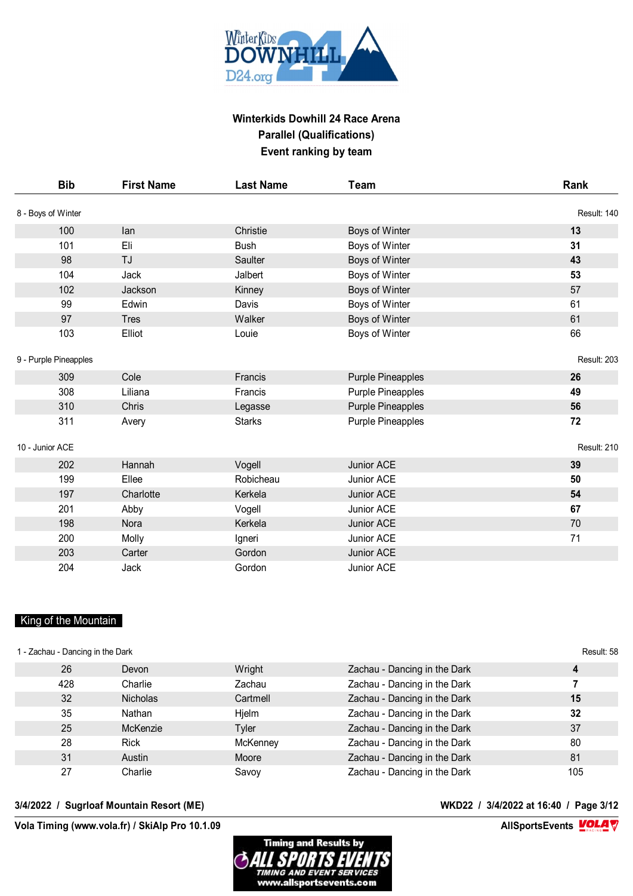# Winterkids Dowhill 24 Race Arena
## Parallel (Qualifications)
## Event ranking by team

| Bib | First Name | Last Name | Team | Rank |
|---|---|---|---|---|
| **8 - Boys of Winter** | | | | Result: 140 |
| 100 | Ian | Christie | Boys of Winter | **13** |
| 101 | Eli | Bush | Boys of Winter | **31** |
| 98 | TJ | Saulter | Boys of Winter | **43** |
| 104 | Jack | Jalbert | Boys of Winter | **53** |
| 102 | Jackson | Kinney | Boys of Winter | 57 |
| 99 | Edwin | Davis | Boys of Winter | 61 |
| 97 | Tres | Walker | Boys of Winter | 61 |
| 103 | Elliot | Louie | Boys of Winter | 66 |
| **9 - Purple Pineapples** | | | | Result: 203 |
| 309 | Cole | Francis | Purple Pineapples | **26** |
| 308 | Liliana | Francis | Purple Pineapples | **49** |
| 310 | Chris | Legasse | Purple Pineapples | **56** |
| 311 | Avery | Starks | Purple Pineapples | **72** |
| **10 - Junior ACE** | | | | Result: 210 |
| 202 | Hannah | Vogell | Junior ACE | **39** |
| 199 | Ellee | Robicheau | Junior ACE | **50** |
| 197 | Charlotte | Kerkela | Junior ACE | **54** |
| 201 | Abby | Vogell | Junior ACE | **67** |
| 198 | Nora | Kerkela | Junior ACE | 70 |
| 200 | Molly | Igneri | Junior ACE | 71 |
| 203 | Carter | Gordon | Junior ACE | |
| 204 | Jack | Gordon | Junior ACE | |

## King of the Mountain

| Bib | First Name | Last Name | Team | Rank |
|---|---|---|---|---|
| **1 - Zachau - Dancing in the Dark** | | | | Result: 58 |
| 26 | Devon | Wright | Zachau - Dancing in the Dark | **4** |
| 428 | Charlie | Zachau | Zachau - Dancing in the Dark | **7** |
| 32 | Nicholas | Cartmell | Zachau - Dancing in the Dark | **15** |
| 35 | Nathan | Hjelm | Zachau - Dancing in the Dark | **32** |
| 25 | McKenzie | Tyler | Zachau - Dancing in the Dark | 37 |
| 28 | Rick | McKenney | Zachau - Dancing in the Dark | 80 |
| 31 | Austin | Moore | Zachau - Dancing in the Dark | 81 |
| 27 | Charlie | Savoy | Zachau - Dancing in the Dark | 105 |

3/4/2022 / Sugrloaf Mountain Resort (ME) — WKD22 / 3/4/2022 at 16:40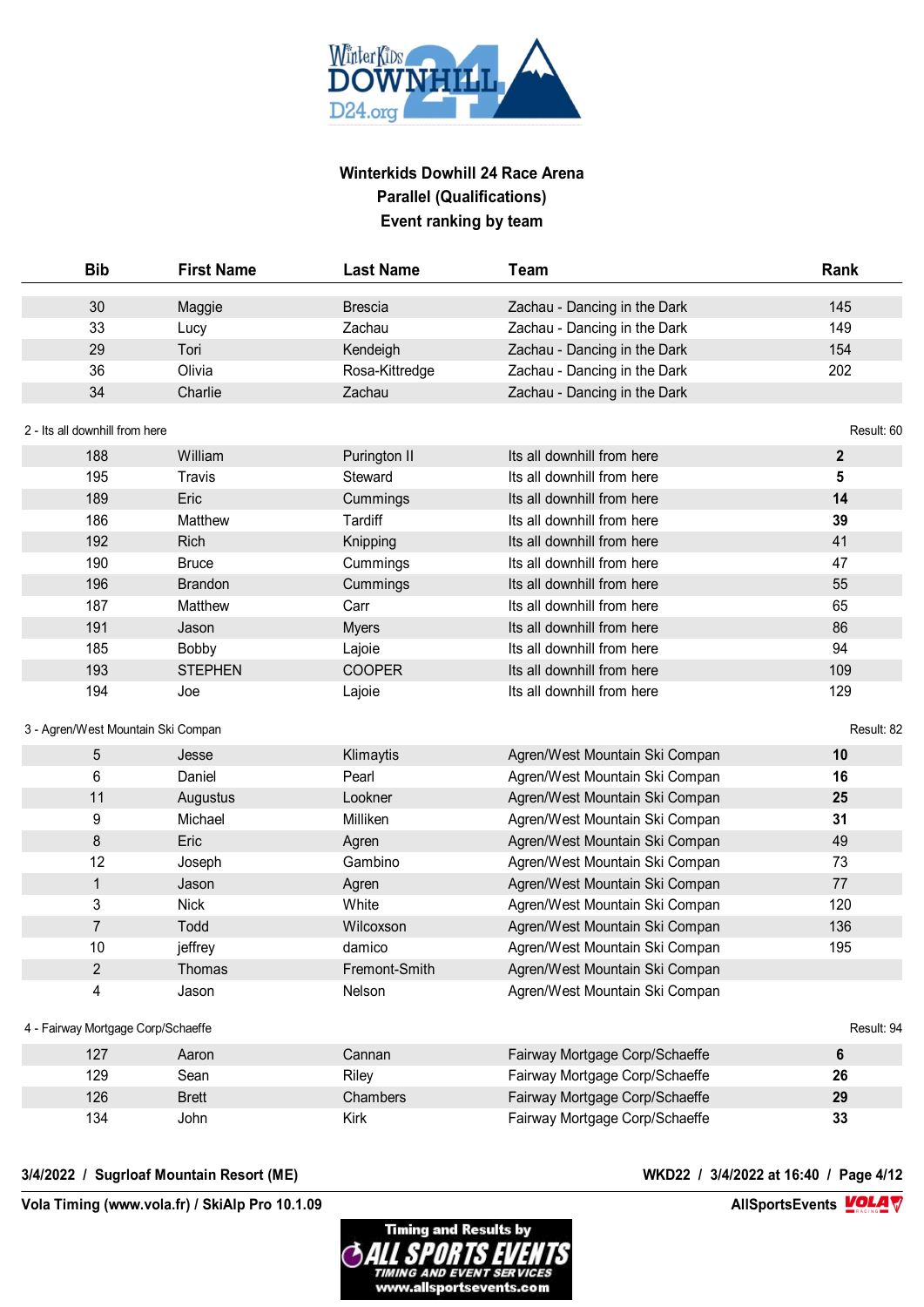**Winterkids Dowhill 24 Race Arena**
**Parallel (Qualifications)**
**Event ranking by team**

| Bib | First Name | Last Name | Team | Rank |
|---|---|---|---|---|
| 30 | Maggie | Brescia | Zachau - Dancing in the Dark | 145 |
| 33 | Lucy | Zachau | Zachau - Dancing in the Dark | 149 |
| 29 | Tori | Kendeigh | Zachau - Dancing in the Dark | 154 |
| 36 | Olivia | Rosa-Kittredge | Zachau - Dancing in the Dark | 202 |
| 34 | Charlie | Zachau | Zachau - Dancing in the Dark | |

2 - Its all downhill from here — Result: 60

| Bib | First Name | Last Name | Team | Rank |
|---|---|---|---|---|
| 188 | William | Purington II | Its all downhill from here | **2** |
| 195 | Travis | Steward | Its all downhill from here | **5** |
| 189 | Eric | Cummings | Its all downhill from here | **14** |
| 186 | Matthew | Tardiff | Its all downhill from here | **39** |
| 192 | Rich | Knipping | Its all downhill from here | 41 |
| 190 | Bruce | Cummings | Its all downhill from here | 47 |
| 196 | Brandon | Cummings | Its all downhill from here | 55 |
| 187 | Matthew | Carr | Its all downhill from here | 65 |
| 191 | Jason | Myers | Its all downhill from here | 86 |
| 185 | Bobby | Lajoie | Its all downhill from here | 94 |
| 193 | STEPHEN | COOPER | Its all downhill from here | 109 |
| 194 | Joe | Lajoie | Its all downhill from here | 129 |

3 - Agren/West Mountain Ski Compan — Result: 82

| Bib | First Name | Last Name | Team | Rank |
|---|---|---|---|---|
| 5 | Jesse | Klimaytis | Agren/West Mountain Ski Compan | **10** |
| 6 | Daniel | Pearl | Agren/West Mountain Ski Compan | **16** |
| 11 | Augustus | Lookner | Agren/West Mountain Ski Compan | **25** |
| 9 | Michael | Milliken | Agren/West Mountain Ski Compan | **31** |
| 8 | Eric | Agren | Agren/West Mountain Ski Compan | 49 |
| 12 | Joseph | Gambino | Agren/West Mountain Ski Compan | 73 |
| 1 | Jason | Agren | Agren/West Mountain Ski Compan | 77 |
| 3 | Nick | White | Agren/West Mountain Ski Compan | 120 |
| 7 | Todd | Wilcoxson | Agren/West Mountain Ski Compan | 136 |
| 10 | jeffrey | damico | Agren/West Mountain Ski Compan | 195 |
| 2 | Thomas | Fremont-Smith | Agren/West Mountain Ski Compan | |
| 4 | Jason | Nelson | Agren/West Mountain Ski Compan | |

4 - Fairway Mortgage Corp/Schaeffe — Result: 94

| Bib | First Name | Last Name | Team | Rank |
|---|---|---|---|---|
| 127 | Aaron | Cannan | Fairway Mortgage Corp/Schaeffe | **6** |
| 129 | Sean | Riley | Fairway Mortgage Corp/Schaeffe | **26** |
| 126 | Brett | Chambers | Fairway Mortgage Corp/Schaeffe | **29** |
| 134 | John | Kirk | Fairway Mortgage Corp/Schaeffe | **33** |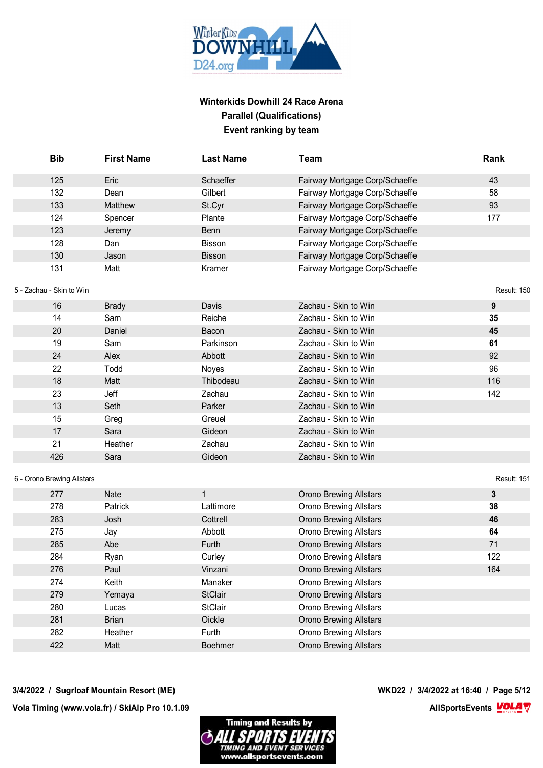# Winterkids Dowhill 24 Race Arena

## Parallel (Qualifications)

## Event ranking by team

| Bib | First Name | Last Name | Team | Rank |
|---|---|---|---|---|
| 125 | Eric | Schaeffer | Fairway Mortgage Corp/Schaeffe | 43 |
| 132 | Dean | Gilbert | Fairway Mortgage Corp/Schaeffe | 58 |
| 133 | Matthew | St.Cyr | Fairway Mortgage Corp/Schaeffe | 93 |
| 124 | Spencer | Plante | Fairway Mortgage Corp/Schaeffe | 177 |
| 123 | Jeremy | Benn | Fairway Mortgage Corp/Schaeffe | |
| 128 | Dan | Bisson | Fairway Mortgage Corp/Schaeffe | |
| 130 | Jason | Bisson | Fairway Mortgage Corp/Schaeffe | |
| 131 | Matt | Kramer | Fairway Mortgage Corp/Schaeffe | |

5 - Zachau - Skin to Win — Result: 150

| Bib | First Name | Last Name | Team | Rank |
|---|---|---|---|---|
| 16 | Brady | Davis | Zachau - Skin to Win | **9** |
| 14 | Sam | Reiche | Zachau - Skin to Win | **35** |
| 20 | Daniel | Bacon | Zachau - Skin to Win | **45** |
| 19 | Sam | Parkinson | Zachau - Skin to Win | **61** |
| 24 | Alex | Abbott | Zachau - Skin to Win | 92 |
| 22 | Todd | Noyes | Zachau - Skin to Win | 96 |
| 18 | Matt | Thibodeau | Zachau - Skin to Win | 116 |
| 23 | Jeff | Zachau | Zachau - Skin to Win | 142 |
| 13 | Seth | Parker | Zachau - Skin to Win | |
| 15 | Greg | Greuel | Zachau - Skin to Win | |
| 17 | Sara | Gideon | Zachau - Skin to Win | |
| 21 | Heather | Zachau | Zachau - Skin to Win | |
| 426 | Sara | Gideon | Zachau - Skin to Win | |

6 - Orono Brewing Allstars — Result: 151

| Bib | First Name | Last Name | Team | Rank |
|---|---|---|---|---|
| 277 | Nate | 1 | Orono Brewing Allstars | **3** |
| 278 | Patrick | Lattimore | Orono Brewing Allstars | **38** |
| 283 | Josh | Cottrell | Orono Brewing Allstars | **46** |
| 275 | Jay | Abbott | Orono Brewing Allstars | **64** |
| 285 | Abe | Furth | Orono Brewing Allstars | 71 |
| 284 | Ryan | Curley | Orono Brewing Allstars | 122 |
| 276 | Paul | Vinzani | Orono Brewing Allstars | 164 |
| 274 | Keith | Manaker | Orono Brewing Allstars | |
| 279 | Yemaya | StClair | Orono Brewing Allstars | |
| 280 | Lucas | StClair | Orono Brewing Allstars | |
| 281 | Brian | Oickle | Orono Brewing Allstars | |
| 282 | Heather | Furth | Orono Brewing Allstars | |
| 422 | Matt | Boehmer | Orono Brewing Allstars | |

**3/4/2022 / Sugrloaf Mountain Resort (ME)** — **WKD22 / 3/4/2022 at 16:40**

**Vola Timing (www.vola.fr) / SkiAlp Pro 10.1.09** — **AllSportsEvents**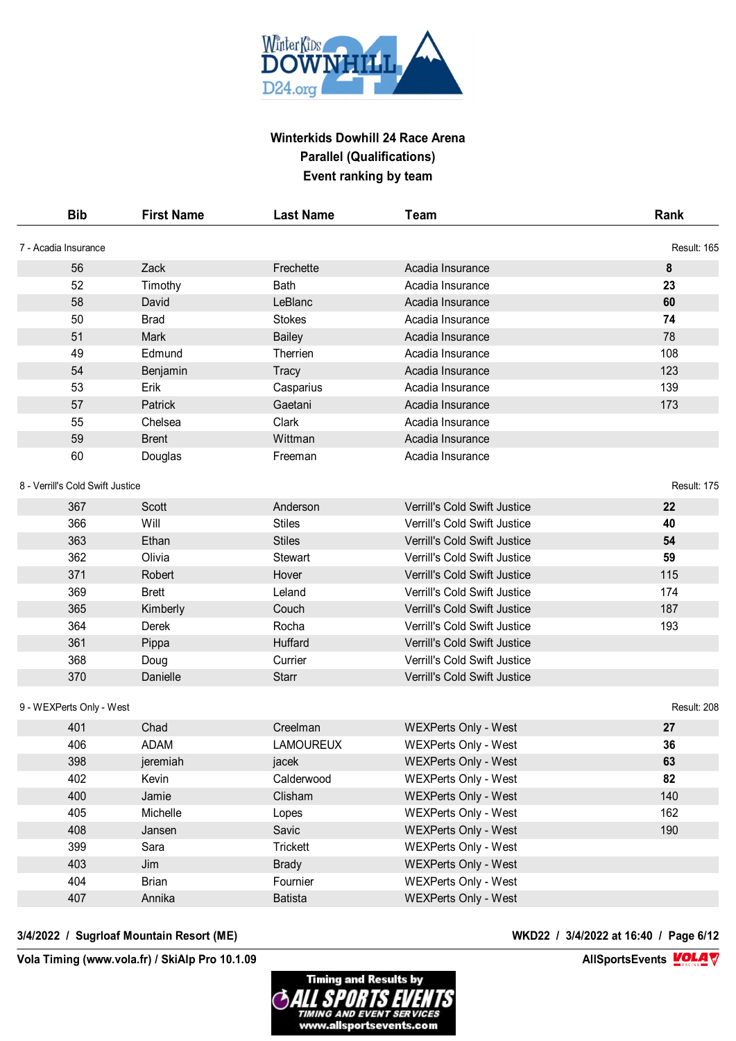# Winterkids Dowhill 24 Race Arena

## Parallel (Qualifications)

## Event ranking by team

| Bib | First Name | Last Name | Team | Rank |
|---|---|---|---|---|
| **7 - Acadia Insurance** | | | | Result: 165 |
| 56 | Zack | Frechette | Acadia Insurance | **8** |
| 52 | Timothy | Bath | Acadia Insurance | **23** |
| 58 | David | LeBlanc | Acadia Insurance | **60** |
| 50 | Brad | Stokes | Acadia Insurance | **74** |
| 51 | Mark | Bailey | Acadia Insurance | 78 |
| 49 | Edmund | Therrien | Acadia Insurance | 108 |
| 54 | Benjamin | Tracy | Acadia Insurance | 123 |
| 53 | Erik | Casparius | Acadia Insurance | 139 |
| 57 | Patrick | Gaetani | Acadia Insurance | 173 |
| 55 | Chelsea | Clark | Acadia Insurance | |
| 59 | Brent | Wittman | Acadia Insurance | |
| 60 | Douglas | Freeman | Acadia Insurance | |
| **8 - Verrill's Cold Swift Justice** | | | | Result: 175 |
| 367 | Scott | Anderson | Verrill's Cold Swift Justice | **22** |
| 366 | Will | Stiles | Verrill's Cold Swift Justice | **40** |
| 363 | Ethan | Stiles | Verrill's Cold Swift Justice | **54** |
| 362 | Olivia | Stewart | Verrill's Cold Swift Justice | **59** |
| 371 | Robert | Hover | Verrill's Cold Swift Justice | 115 |
| 369 | Brett | Leland | Verrill's Cold Swift Justice | 174 |
| 365 | Kimberly | Couch | Verrill's Cold Swift Justice | 187 |
| 364 | Derek | Rocha | Verrill's Cold Swift Justice | 193 |
| 361 | Pippa | Huffard | Verrill's Cold Swift Justice | |
| 368 | Doug | Currier | Verrill's Cold Swift Justice | |
| 370 | Danielle | Starr | Verrill's Cold Swift Justice | |
| **9 - WEXPerts Only - West** | | | | Result: 208 |
| 401 | Chad | Creelman | WEXPerts Only - West | **27** |
| 406 | ADAM | LAMOUREUX | WEXPerts Only - West | **36** |
| 398 | jeremiah | jacek | WEXPerts Only - West | **63** |
| 402 | Kevin | Calderwood | WEXPerts Only - West | **82** |
| 400 | Jamie | Clisham | WEXPerts Only - West | 140 |
| 405 | Michelle | Lopes | WEXPerts Only - West | 162 |
| 408 | Jansen | Savic | WEXPerts Only - West | 190 |
| 399 | Sara | Trickett | WEXPerts Only - West | |
| 403 | Jim | Brady | WEXPerts Only - West | |
| 404 | Brian | Fournier | WEXPerts Only - West | |
| 407 | Annika | Batista | WEXPerts Only - West | |

**3/4/2022 / Sugrloaf Mountain Resort (ME)** — **WKD22 / 3/4/2022 at 16:40**

**Vola Timing (www.vola.fr) / SkiAlp Pro 10.1.09** — **AllSportsEvents**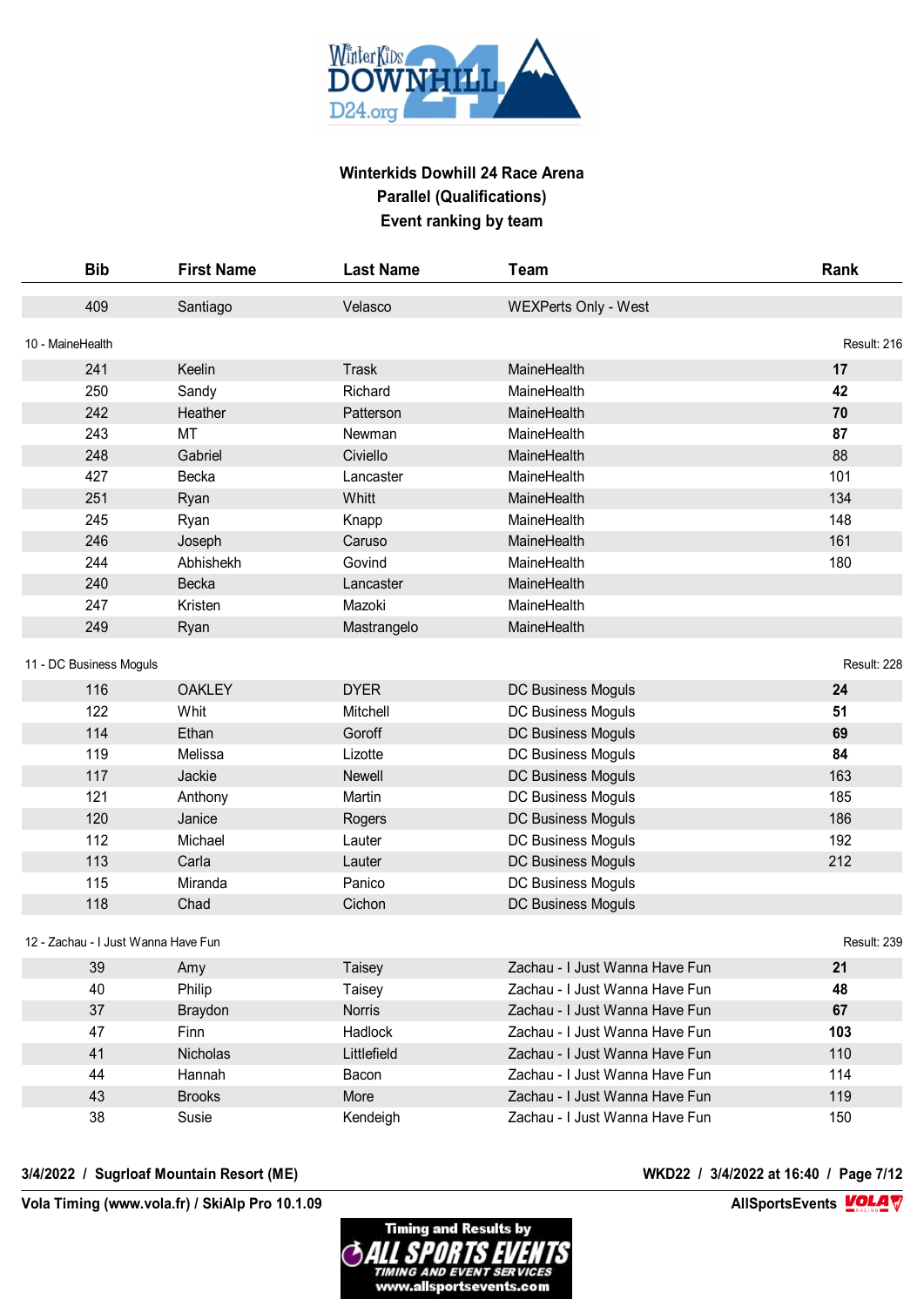# Winterkids Dowhill 24 Race Arena

## Parallel (Qualifications)

## Event ranking by team

| Bib | First Name | Last Name | Team | Rank |
|---|---|---|---|---|
| 409 | Santiago | Velasco | WEXPerts Only - West | |
| **10 - MaineHealth** | | | | Result: 216 |
| 241 | Keelin | Trask | MaineHealth | **17** |
| 250 | Sandy | Richard | MaineHealth | **42** |
| 242 | Heather | Patterson | MaineHealth | **70** |
| 243 | MT | Newman | MaineHealth | **87** |
| 248 | Gabriel | Civiello | MaineHealth | 88 |
| 427 | Becka | Lancaster | MaineHealth | 101 |
| 251 | Ryan | Whitt | MaineHealth | 134 |
| 245 | Ryan | Knapp | MaineHealth | 148 |
| 246 | Joseph | Caruso | MaineHealth | 161 |
| 244 | Abhishekh | Govind | MaineHealth | 180 |
| 240 | Becka | Lancaster | MaineHealth | |
| 247 | Kristen | Mazoki | MaineHealth | |
| 249 | Ryan | Mastrangelo | MaineHealth | |
| **11 - DC Business Moguls** | | | | Result: 228 |
| 116 | OAKLEY | DYER | DC Business Moguls | **24** |
| 122 | Whit | Mitchell | DC Business Moguls | **51** |
| 114 | Ethan | Goroff | DC Business Moguls | **69** |
| 119 | Melissa | Lizotte | DC Business Moguls | **84** |
| 117 | Jackie | Newell | DC Business Moguls | 163 |
| 121 | Anthony | Martin | DC Business Moguls | 185 |
| 120 | Janice | Rogers | DC Business Moguls | 186 |
| 112 | Michael | Lauter | DC Business Moguls | 192 |
| 113 | Carla | Lauter | DC Business Moguls | 212 |
| 115 | Miranda | Panico | DC Business Moguls | |
| 118 | Chad | Cichon | DC Business Moguls | |
| **12 - Zachau - I Just Wanna Have Fun** | | | | Result: 239 |
| 39 | Amy | Taisey | Zachau - I Just Wanna Have Fun | **21** |
| 40 | Philip | Taisey | Zachau - I Just Wanna Have Fun | **48** |
| 37 | Braydon | Norris | Zachau - I Just Wanna Have Fun | **67** |
| 47 | Finn | Hadlock | Zachau - I Just Wanna Have Fun | **103** |
| 41 | Nicholas | Littlefield | Zachau - I Just Wanna Have Fun | 110 |
| 44 | Hannah | Bacon | Zachau - I Just Wanna Have Fun | 114 |
| 43 | Brooks | More | Zachau - I Just Wanna Have Fun | 119 |
| 38 | Susie | Kendeigh | Zachau - I Just Wanna Have Fun | 150 |

3/4/2022 / Sugrloaf Mountain Resort (ME)

WKD22 / 3/4/2022 at 16:40

Vola Timing (www.vola.fr) / SkiAlp Pro 10.1.09

AllSportsEvents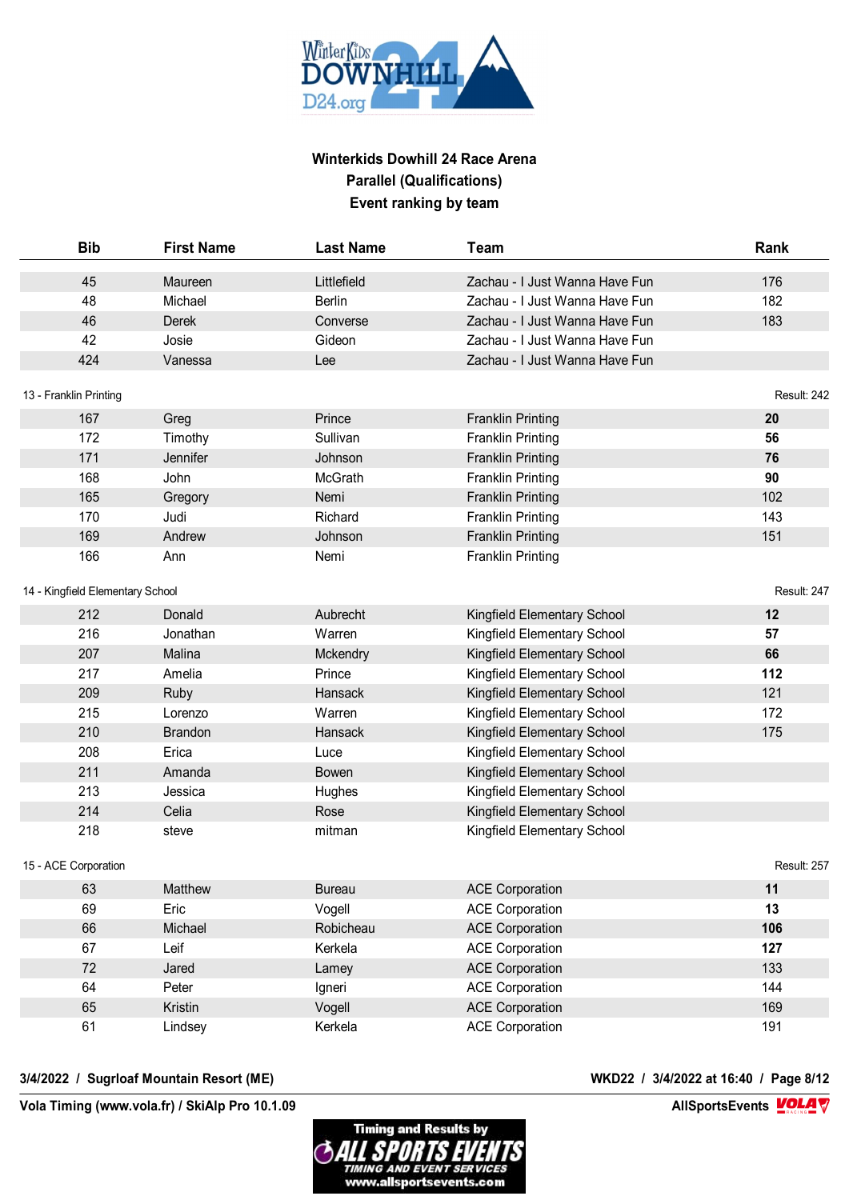**Winterkids Dowhill 24 Race Arena**
**Parallel (Qualifications)**
**Event ranking by team**

| Bib | First Name | Last Name | Team | Rank |
|---|---|---|---|---|
| 45 | Maureen | Littlefield | Zachau - I Just Wanna Have Fun | 176 |
| 48 | Michael | Berlin | Zachau - I Just Wanna Have Fun | 182 |
| 46 | Derek | Converse | Zachau - I Just Wanna Have Fun | 183 |
| 42 | Josie | Gideon | Zachau - I Just Wanna Have Fun | |
| 424 | Vanessa | Lee | Zachau - I Just Wanna Have Fun | |

13 - Franklin Printing — Result: 242

| Bib | First Name | Last Name | Team | Rank |
|---|---|---|---|---|
| 167 | Greg | Prince | Franklin Printing | **20** |
| 172 | Timothy | Sullivan | Franklin Printing | **56** |
| 171 | Jennifer | Johnson | Franklin Printing | **76** |
| 168 | John | McGrath | Franklin Printing | **90** |
| 165 | Gregory | Nemi | Franklin Printing | 102 |
| 170 | Judi | Richard | Franklin Printing | 143 |
| 169 | Andrew | Johnson | Franklin Printing | 151 |
| 166 | Ann | Nemi | Franklin Printing | |

14 - Kingfield Elementary School — Result: 247

| Bib | First Name | Last Name | Team | Rank |
|---|---|---|---|---|
| 212 | Donald | Aubrecht | Kingfield Elementary School | **12** |
| 216 | Jonathan | Warren | Kingfield Elementary School | **57** |
| 207 | Malina | Mckendry | Kingfield Elementary School | **66** |
| 217 | Amelia | Prince | Kingfield Elementary School | **112** |
| 209 | Ruby | Hansack | Kingfield Elementary School | 121 |
| 215 | Lorenzo | Warren | Kingfield Elementary School | 172 |
| 210 | Brandon | Hansack | Kingfield Elementary School | 175 |
| 208 | Erica | Luce | Kingfield Elementary School | |
| 211 | Amanda | Bowen | Kingfield Elementary School | |
| 213 | Jessica | Hughes | Kingfield Elementary School | |
| 214 | Celia | Rose | Kingfield Elementary School | |
| 218 | steve | mitman | Kingfield Elementary School | |

15 - ACE Corporation — Result: 257

| Bib | First Name | Last Name | Team | Rank |
|---|---|---|---|---|
| 63 | Matthew | Bureau | ACE Corporation | **11** |
| 69 | Eric | Vogell | ACE Corporation | **13** |
| 66 | Michael | Robicheau | ACE Corporation | **106** |
| 67 | Leif | Kerkela | ACE Corporation | **127** |
| 72 | Jared | Lamey | ACE Corporation | 133 |
| 64 | Peter | Igneri | ACE Corporation | 144 |
| 65 | Kristin | Vogell | ACE Corporation | 169 |
| 61 | Lindsey | Kerkela | ACE Corporation | 191 |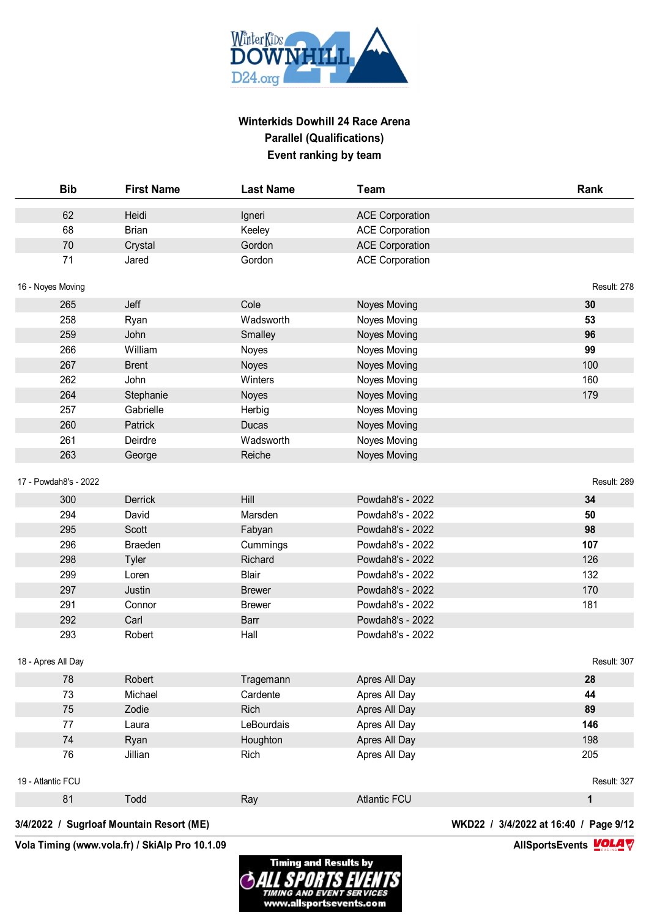**Winterkids Dowhill 24 Race Arena**
**Parallel (Qualifications)**
**Event ranking by team**

| Bib | First Name | Last Name | Team | Rank |
|---|---|---|---|---|
| 62 | Heidi | Igneri | ACE Corporation | |
| 68 | Brian | Keeley | ACE Corporation | |
| 70 | Crystal | Gordon | ACE Corporation | |
| 71 | Jared | Gordon | ACE Corporation | |
| **16 - Noyes Moving** | | | | Result: 278 |
| 265 | Jeff | Cole | Noyes Moving | **30** |
| 258 | Ryan | Wadsworth | Noyes Moving | **53** |
| 259 | John | Smalley | Noyes Moving | **96** |
| 266 | William | Noyes | Noyes Moving | **99** |
| 267 | Brent | Noyes | Noyes Moving | 100 |
| 262 | John | Winters | Noyes Moving | 160 |
| 264 | Stephanie | Noyes | Noyes Moving | 179 |
| 257 | Gabrielle | Herbig | Noyes Moving | |
| 260 | Patrick | Ducas | Noyes Moving | |
| 261 | Deirdre | Wadsworth | Noyes Moving | |
| 263 | George | Reiche | Noyes Moving | |
| **17 - Powdah8's - 2022** | | | | Result: 289 |
| 300 | Derrick | Hill | Powdah8's - 2022 | **34** |
| 294 | David | Marsden | Powdah8's - 2022 | **50** |
| 295 | Scott | Fabyan | Powdah8's - 2022 | **98** |
| 296 | Braeden | Cummings | Powdah8's - 2022 | **107** |
| 298 | Tyler | Richard | Powdah8's - 2022 | 126 |
| 299 | Loren | Blair | Powdah8's - 2022 | 132 |
| 297 | Justin | Brewer | Powdah8's - 2022 | 170 |
| 291 | Connor | Brewer | Powdah8's - 2022 | 181 |
| 292 | Carl | Barr | Powdah8's - 2022 | |
| 293 | Robert | Hall | Powdah8's - 2022 | |
| **18 - Apres All Day** | | | | Result: 307 |
| 78 | Robert | Tragemann | Apres All Day | **28** |
| 73 | Michael | Cardente | Apres All Day | **44** |
| 75 | Zodie | Rich | Apres All Day | **89** |
| 77 | Laura | LeBourdais | Apres All Day | **146** |
| 74 | Ryan | Houghton | Apres All Day | 198 |
| 76 | Jillian | Rich | Apres All Day | 205 |
| **19 - Atlantic FCU** | | | | Result: 327 |
| 81 | Todd | Ray | Atlantic FCU | **1** |

**3/4/2022 / Sugrloaf Mountain Resort (ME)**

**WKD22 / 3/4/2022 at 16:40**

**Vola Timing (www.vola.fr) / SkiAlp Pro 10.1.09**

**AllSportsEvents**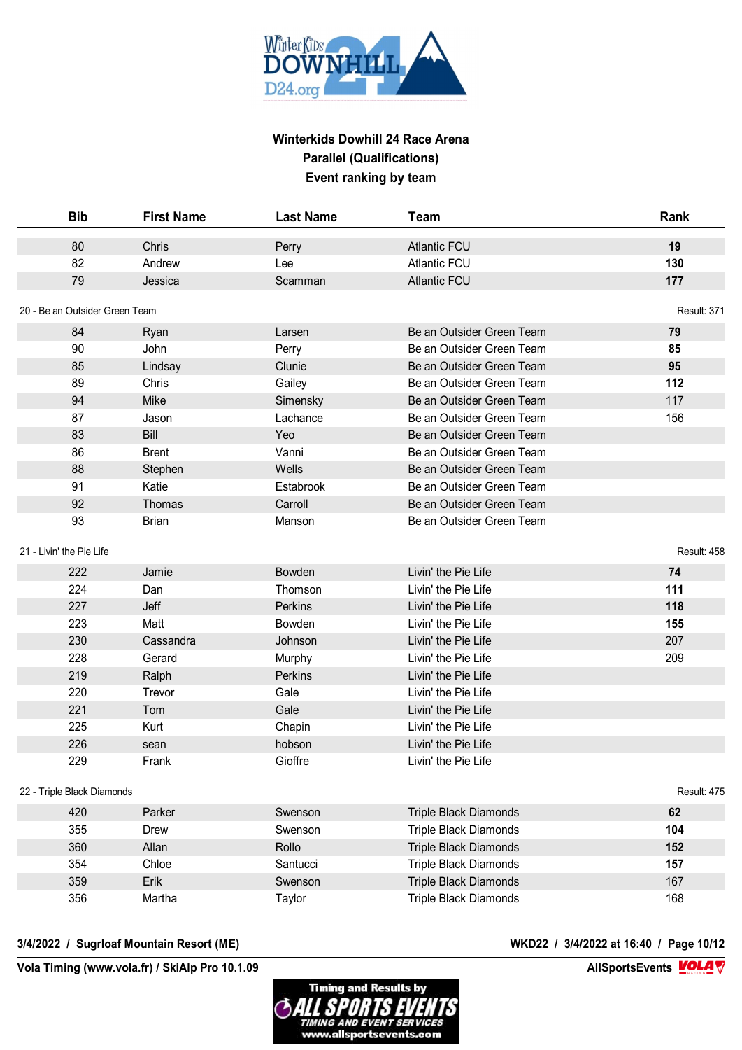# Winterkids Dowhill 24 Race Arena

## Parallel (Qualifications)

## Event ranking by team

| Bib | First Name | Last Name | Team | Rank |
|---|---|---|---|---|
| 80 | Chris | Perry | Atlantic FCU | **19** |
| 82 | Andrew | Lee | Atlantic FCU | **130** |
| 79 | Jessica | Scamman | Atlantic FCU | **177** |

20 - Be an Outsider Green Team — Result: 371

| Bib | First Name | Last Name | Team | Rank |
|---|---|---|---|---|
| 84 | Ryan | Larsen | Be an Outsider Green Team | **79** |
| 90 | John | Perry | Be an Outsider Green Team | **85** |
| 85 | Lindsay | Clunie | Be an Outsider Green Team | **95** |
| 89 | Chris | Gailey | Be an Outsider Green Team | **112** |
| 94 | Mike | Simensky | Be an Outsider Green Team | 117 |
| 87 | Jason | Lachance | Be an Outsider Green Team | 156 |
| 83 | Bill | Yeo | Be an Outsider Green Team | |
| 86 | Brent | Vanni | Be an Outsider Green Team | |
| 88 | Stephen | Wells | Be an Outsider Green Team | |
| 91 | Katie | Estabrook | Be an Outsider Green Team | |
| 92 | Thomas | Carroll | Be an Outsider Green Team | |
| 93 | Brian | Manson | Be an Outsider Green Team | |

21 - Livin' the Pie Life — Result: 458

| Bib | First Name | Last Name | Team | Rank |
|---|---|---|---|---|
| 222 | Jamie | Bowden | Livin' the Pie Life | **74** |
| 224 | Dan | Thomson | Livin' the Pie Life | **111** |
| 227 | Jeff | Perkins | Livin' the Pie Life | **118** |
| 223 | Matt | Bowden | Livin' the Pie Life | **155** |
| 230 | Cassandra | Johnson | Livin' the Pie Life | 207 |
| 228 | Gerard | Murphy | Livin' the Pie Life | 209 |
| 219 | Ralph | Perkins | Livin' the Pie Life | |
| 220 | Trevor | Gale | Livin' the Pie Life | |
| 221 | Tom | Gale | Livin' the Pie Life | |
| 225 | Kurt | Chapin | Livin' the Pie Life | |
| 226 | sean | hobson | Livin' the Pie Life | |
| 229 | Frank | Gioffre | Livin' the Pie Life | |

22 - Triple Black Diamonds — Result: 475

| Bib | First Name | Last Name | Team | Rank |
|---|---|---|---|---|
| 420 | Parker | Swenson | Triple Black Diamonds | **62** |
| 355 | Drew | Swenson | Triple Black Diamonds | **104** |
| 360 | Allan | Rollo | Triple Black Diamonds | **152** |
| 354 | Chloe | Santucci | Triple Black Diamonds | **157** |
| 359 | Erik | Swenson | Triple Black Diamonds | 167 |
| 356 | Martha | Taylor | Triple Black Diamonds | 168 |

3/4/2022 / Sugrloaf Mountain Resort (ME) — WKD22 / 3/4/2022 at 16:40

Vola Timing (www.vola.fr) / SkiAlp Pro 10.1.09 — AllSportsEvents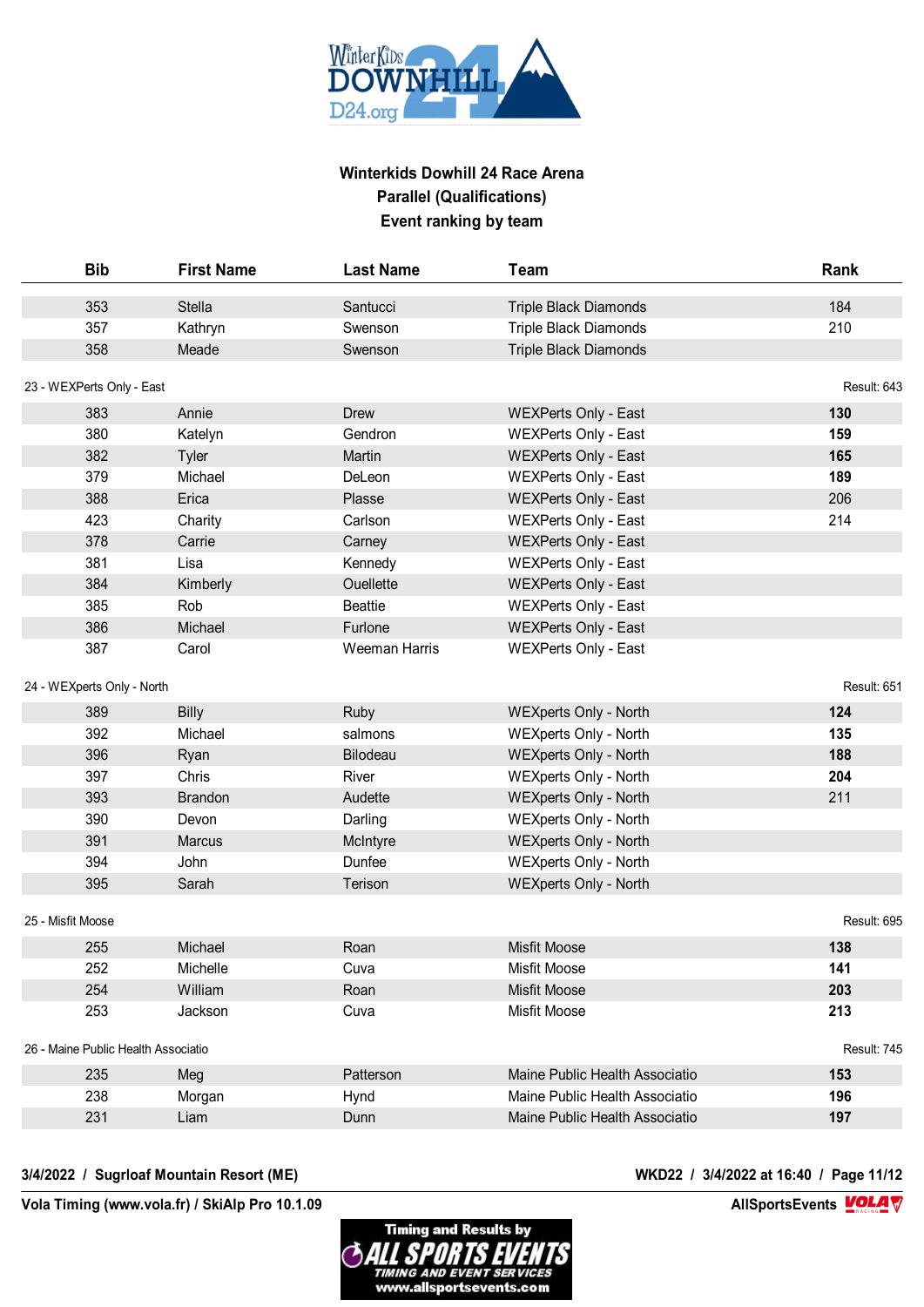# Winterkids Dowhill 24 Race Arena
## Parallel (Qualifications)
## Event ranking by team

| Bib | First Name | Last Name | Team | Rank |
|---|---|---|---|---|
| 353 | Stella | Santucci | Triple Black Diamonds | 184 |
| 357 | Kathryn | Swenson | Triple Black Diamonds | 210 |
| 358 | Meade | Swenson | Triple Black Diamonds | |

**23 - WEXPerts Only - East** — Result: 643

| Bib | First Name | Last Name | Team | Rank |
|---|---|---|---|---|
| 383 | Annie | Drew | WEXPerts Only - East | **130** |
| 380 | Katelyn | Gendron | WEXPerts Only - East | **159** |
| 382 | Tyler | Martin | WEXPerts Only - East | **165** |
| 379 | Michael | DeLeon | WEXPerts Only - East | **189** |
| 388 | Erica | Plasse | WEXPerts Only - East | 206 |
| 423 | Charity | Carlson | WEXPerts Only - East | 214 |
| 378 | Carrie | Carney | WEXPerts Only - East | |
| 381 | Lisa | Kennedy | WEXPerts Only - East | |
| 384 | Kimberly | Ouellette | WEXPerts Only - East | |
| 385 | Rob | Beattie | WEXPerts Only - East | |
| 386 | Michael | Furlone | WEXPerts Only - East | |
| 387 | Carol | Weeman Harris | WEXPerts Only - East | |

**24 - WEXperts Only - North** — Result: 651

| Bib | First Name | Last Name | Team | Rank |
|---|---|---|---|---|
| 389 | Billy | Ruby | WEXperts Only - North | **124** |
| 392 | Michael | salmons | WEXperts Only - North | **135** |
| 396 | Ryan | Bilodeau | WEXperts Only - North | **188** |
| 397 | Chris | River | WEXperts Only - North | **204** |
| 393 | Brandon | Audette | WEXperts Only - North | 211 |
| 390 | Devon | Darling | WEXperts Only - North | |
| 391 | Marcus | McIntyre | WEXperts Only - North | |
| 394 | John | Dunfee | WEXperts Only - North | |
| 395 | Sarah | Terison | WEXperts Only - North | |

**25 - Misfit Moose** — Result: 695

| Bib | First Name | Last Name | Team | Rank |
|---|---|---|---|---|
| 255 | Michael | Roan | Misfit Moose | **138** |
| 252 | Michelle | Cuva | Misfit Moose | **141** |
| 254 | William | Roan | Misfit Moose | **203** |
| 253 | Jackson | Cuva | Misfit Moose | **213** |

**26 - Maine Public Health Associatio** — Result: 745

| Bib | First Name | Last Name | Team | Rank |
|---|---|---|---|---|
| 235 | Meg | Patterson | Maine Public Health Associatio | **153** |
| 238 | Morgan | Hynd | Maine Public Health Associatio | **196** |
| 231 | Liam | Dunn | Maine Public Health Associatio | **197** |

3/4/2022 / Sugrloaf Mountain Resort (ME) — WKD22 / 3/4/2022 at 16:40

Vola Timing (www.vola.fr) / SkiAlp Pro 10.1.09 — AllSportsEvents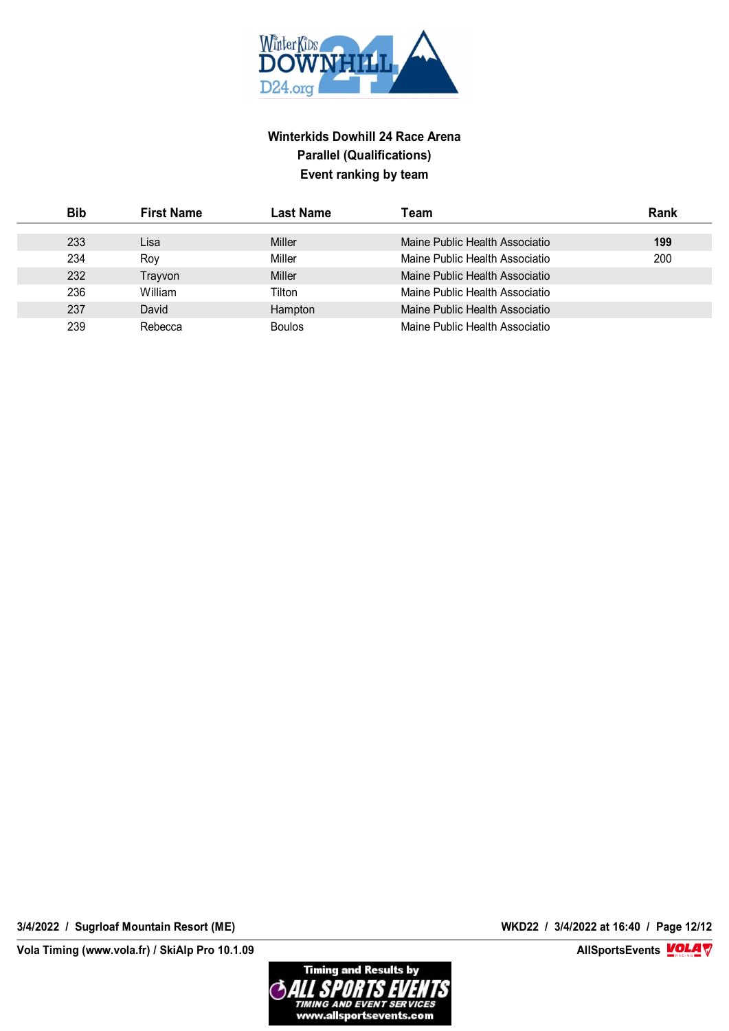### Winterkids Dowhill 24 Race Arena
### Parallel (Qualifications)
### Event ranking by team

| Bib | First Name | Last Name | Team | Rank |
|---|---|---|---|---|
| 233 | Lisa | Miller | Maine Public Health Associatio | **199** |
| 234 | Roy | Miller | Maine Public Health Associatio | 200 |
| 232 | Trayvon | Miller | Maine Public Health Associatio | |
| 236 | William | Tilton | Maine Public Health Associatio | |
| 237 | David | Hampton | Maine Public Health Associatio | |
| 239 | Rebecca | Boulos | Maine Public Health Associatio | |

**3/4/2022 / Sugrloaf Mountain Resort (ME)** **WKD22 / 3/4/2022 at 16:40**

**Vola Timing (www.vola.fr) / SkiAlp Pro 10.1.09** **AllSportsEvents**